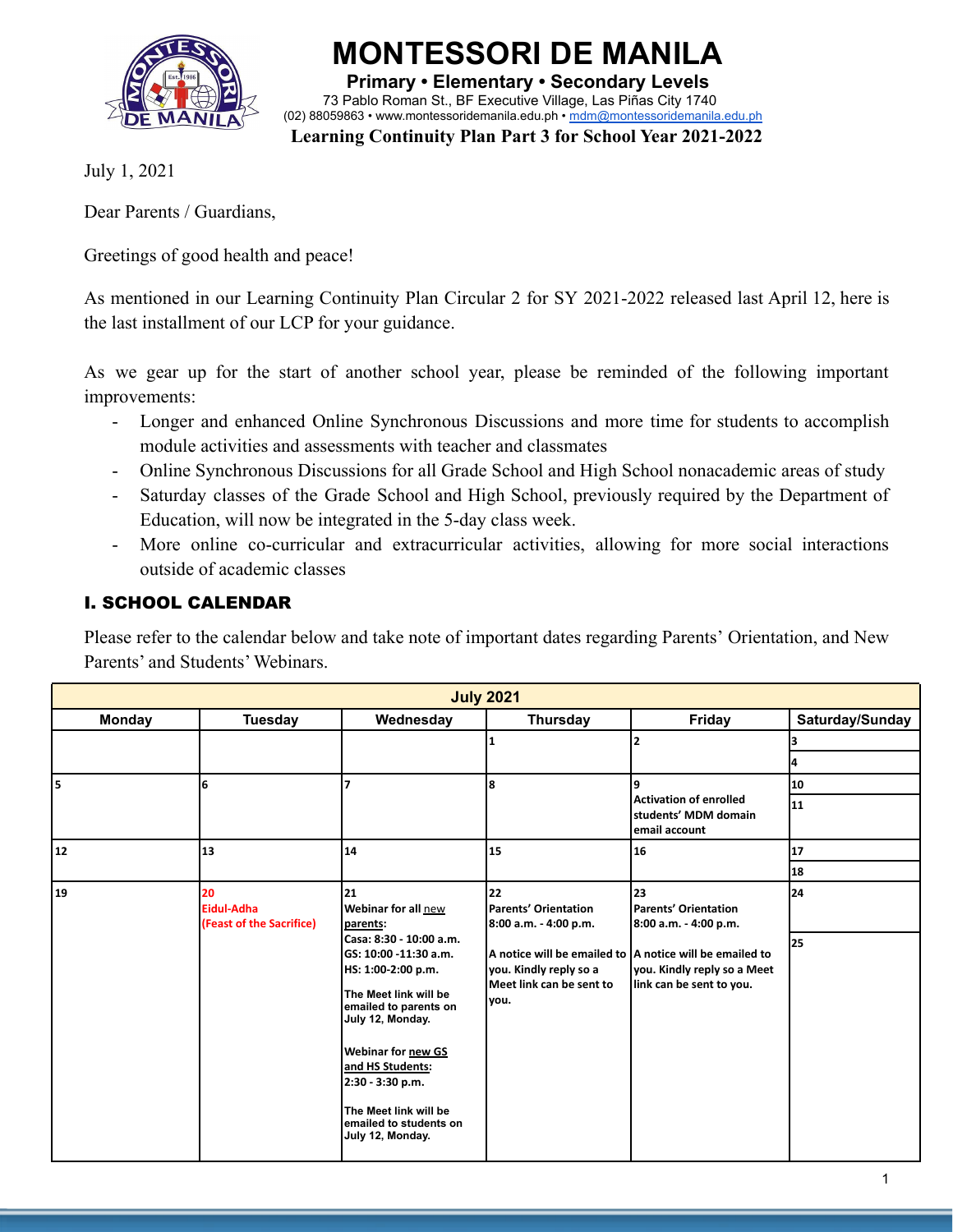# MONTESSORI DE MANILA

**Primary • Elementary • Secondary Levels**

73 Pablo Roman St., BF Executive Village, Las Piñas City 1740

(02) 88059863 • www.montessoridemanila.edu.ph • mdm@montessoridemanila.edu.ph

**Learning Continuity Plan Part 3 for School Year 2021-2022**

July 1, 2021

Dear Parents / Guardians,

Greetings of good health and peace!

As mentioned in our Learning Continuity Plan Circular 2 for SY 2021-2022 released last April 12, here is the last installment of our LCP for your guidance.

As we gear up for the start of another school year, please be reminded of the following important improvements:

- Longer and enhanced Online Synchronous Discussions and more time for students to accomplish module activities and assessments with teacher and classmates
- Online Synchronous Discussions for all Grade School and High School nonacademic areas of study
- Saturday classes of the Grade School and High School, previously required by the Department of Education, will now be integrated in the 5-day class week.
- More online co-curricular and extracurricular activities, allowing for more social interactions outside of academic classes

## I. SCHOOL CALENDAR

Please refer to the calendar below and take note of important dates regarding Parents' Orientation, and New Parents' and Students' Webinars.

| **July 2021** | | | | | |
|---|---|---|---|---|---|
| **Monday** | **Tuesday** | **Wednesday** | **Thursday** | **Friday** | **Saturday/Sunday** |
| | | | **1** | **2** | **3**<br>**4** |
| **5** | **6** | **7** | **8** | **9**<br>**Activation of enrolled students' MDM domain email account** | **10**<br>**11** |
| **12** | **13** | **14** | **15** | **16** | **17**<br>**18** |
| **19** | **20**<br>**Eidul-Adha (Feast of the Sacrifice)** | **21**<br>**Webinar for all new parents:**<br>**Casa: 8:30 - 10:00 a.m.**<br>**GS: 10:00 -11:30 a.m.**<br>**HS: 1:00-2:00 p.m.**<br>**The Meet link will be emailed to parents on July 12, Monday.**<br>**Webinar for new GS and HS Students:**<br>**2:30 - 3:30 p.m.**<br>**The Meet link will be emailed to students on July 12, Monday.** | **22**<br>**Parents' Orientation**<br>**8:00 a.m. - 4:00 p.m.**<br>**A notice will be emailed to you. Kindly reply so a Meet link can be sent to you.** | **23**<br>**Parents' Orientation**<br>**8:00 a.m. - 4:00 p.m.**<br>**A notice will be emailed to you. Kindly reply so a Meet link can be sent to you.** | **24**<br>**25** |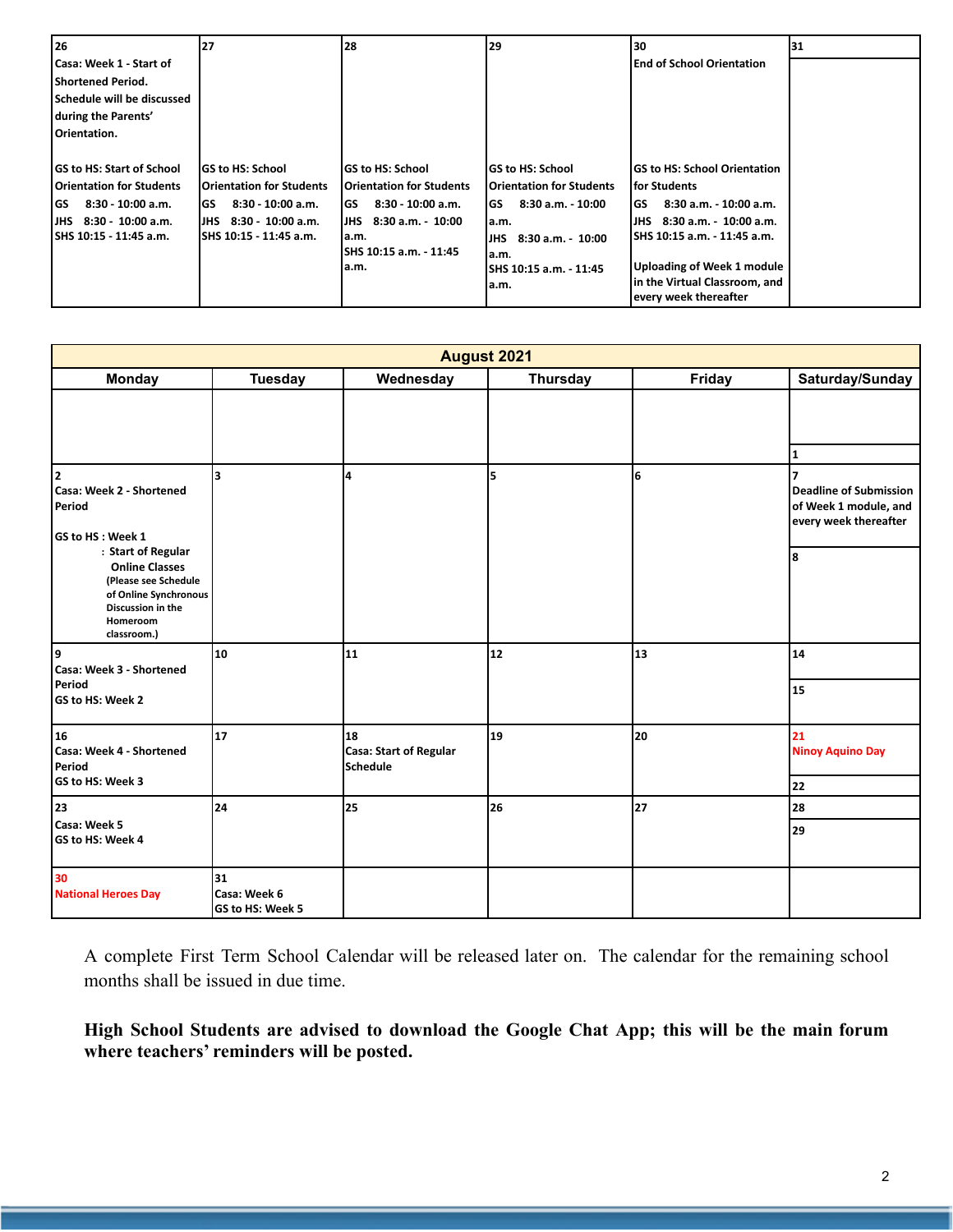| 26 | 27 | 28 | 29 | 30 | 31 |
|---|---|---|---|---|---|
| Casa: Week 1 - Start of Shortened Period. Schedule will be discussed during the Parents' Orientation.<br><br>GS to HS: Start of School Orientation for Students<br>GS 8:30 - 10:00 a.m.<br>JHS 8:30 - 10:00 a.m.<br>SHS 10:15 - 11:45 a.m. | GS to HS: School Orientation for Students<br>GS 8:30 - 10:00 a.m.<br>JHS 8:30 - 10:00 a.m.<br>SHS 10:15 - 11:45 a.m. | GS to HS: School Orientation for Students<br>GS 8:30 - 10:00 a.m.<br>JHS 8:30 a.m. - 10:00 a.m.<br>SHS 10:15 a.m. - 11:45 a.m. | GS to HS: School Orientation for Students<br>GS 8:30 a.m. - 10:00 a.m.<br>JHS 8:30 a.m. - 10:00 a.m.<br>SHS 10:15 a.m. - 11:45 a.m. | End of School Orientation<br><br>GS to HS: School Orientation for Students<br>GS 8:30 a.m. - 10:00 a.m.<br>JHS 8:30 a.m. - 10:00 a.m.<br>SHS 10:15 a.m. - 11:45 a.m.<br><br>Uploading of Week 1 module in the Virtual Classroom, and every week thereafter | |

| August 2021 | | | | | |
|---|---|---|---|---|---|
| **Monday** | **Tuesday** | **Wednesday** | **Thursday** | **Friday** | **Saturday/Sunday** |
| | | | | | 1 |
| 2<br>Casa: Week 2 - Shortened Period<br><br>GS to HS : Week 1<br>: Start of Regular Online Classes<br>(Please see Schedule of Online Synchronous Discussion in the Homeroom classroom.) | 3 | 4 | 5 | 6 | 7<br>Deadline of Submission of Week 1 module, and every week thereafter<br><br>8 |
| 9<br>Casa: Week 3 - Shortened Period<br>GS to HS: Week 2 | 10 | 11 | 12 | 13 | 14<br><br>15 |
| 16<br>Casa: Week 4 - Shortened Period<br>GS to HS: Week 3 | 17 | 18<br>Casa: Start of Regular Schedule | 19 | 20 | 21<br>Ninoy Aquino Day<br><br>22 |
| 23<br>Casa: Week 5<br>GS to HS: Week 4 | 24 | 25 | 26 | 27 | 28<br><br>29 |
| 30<br>National Heroes Day | 31<br>Casa: Week 6<br>GS to HS: Week 5 | | | | |

A complete First Term School Calendar will be released later on. The calendar for the remaining school months shall be issued in due time.

**High School Students are advised to download the Google Chat App; this will be the main forum where teachers' reminders will be posted.**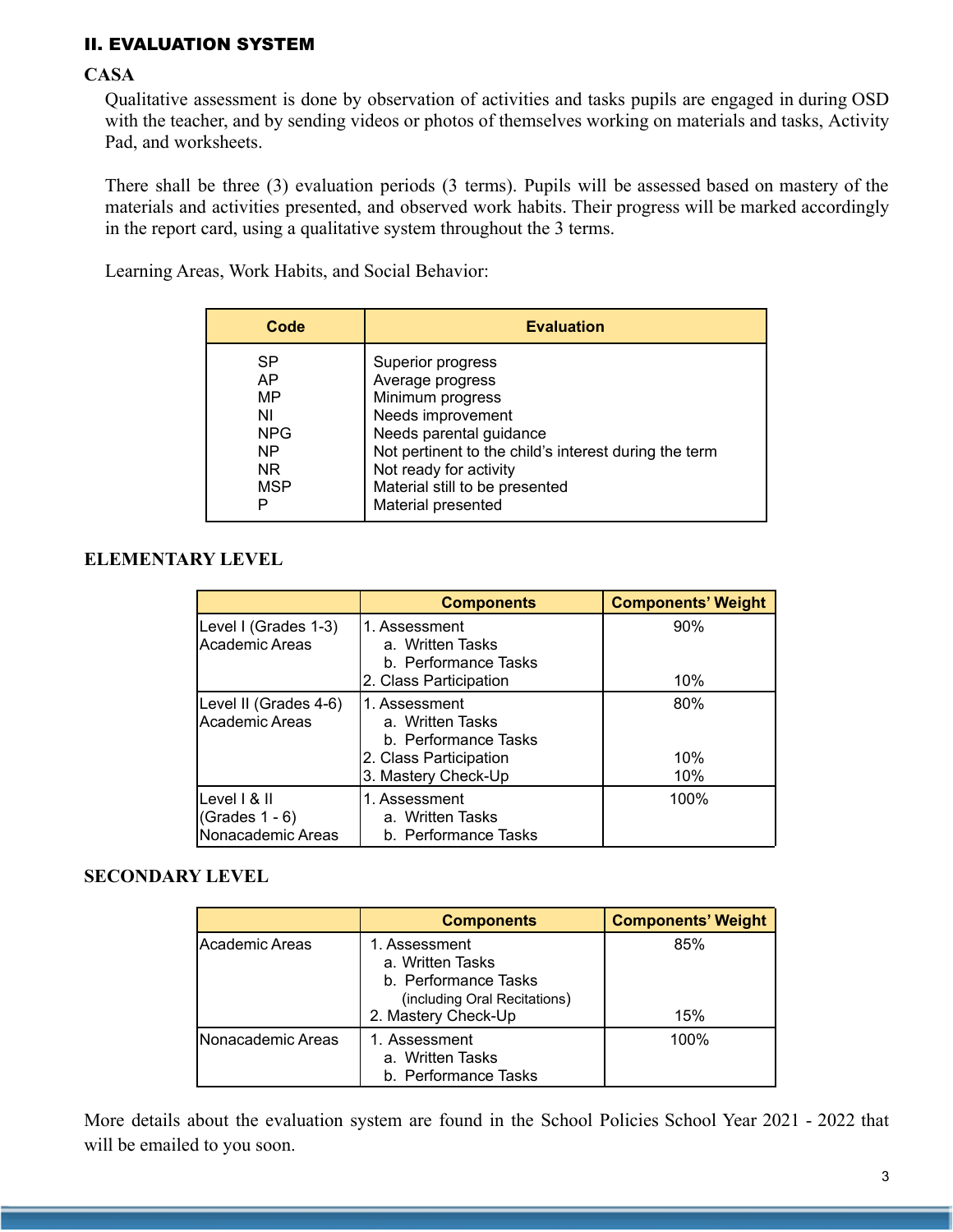## II. EVALUATION SYSTEM

### CASA

Qualitative assessment is done by observation of activities and tasks pupils are engaged in during OSD with the teacher, and by sending videos or photos of themselves working on materials and tasks, Activity Pad, and worksheets.

There shall be three (3) evaluation periods (3 terms). Pupils will be assessed based on mastery of the materials and activities presented, and observed work habits. Their progress will be marked accordingly in the report card, using a qualitative system throughout the 3 terms.

Learning Areas, Work Habits, and Social Behavior:

| Code | Evaluation |
|---|---|
| SP | Superior progress |
| AP | Average progress |
| MP | Minimum progress |
| NI | Needs improvement |
| NPG | Needs parental guidance |
| NP | Not pertinent to the child's interest during the term |
| NR | Not ready for activity |
| MSP | Material still to be presented |
| P | Material presented |

### ELEMENTARY LEVEL

| | Components | Components' Weight |
|---|---|---|
| Level I (Grades 1-3) Academic Areas | 1. Assessment<br>a. Written Tasks<br>b. Performance Tasks<br>2. Class Participation | 90%<br><br><br>10% |
| Level II (Grades 4-6) Academic Areas | 1. Assessment<br>a. Written Tasks<br>b. Performance Tasks<br>2. Class Participation<br>3. Mastery Check-Up | 80%<br><br><br>10%<br>10% |
| Level I & II (Grades 1 - 6) Nonacademic Areas | 1. Assessment<br>a. Written Tasks<br>b. Performance Tasks | 100% |

### SECONDARY LEVEL

| | Components | Components' Weight |
|---|---|---|
| Academic Areas | 1. Assessment<br>a. Written Tasks<br>b. Performance Tasks (including Oral Recitations)<br>2. Mastery Check-Up | 85%<br><br><br>15% |
| Nonacademic Areas | 1. Assessment<br>a. Written Tasks<br>b. Performance Tasks | 100% |

More details about the evaluation system are found in the School Policies School Year 2021 - 2022 that will be emailed to you soon.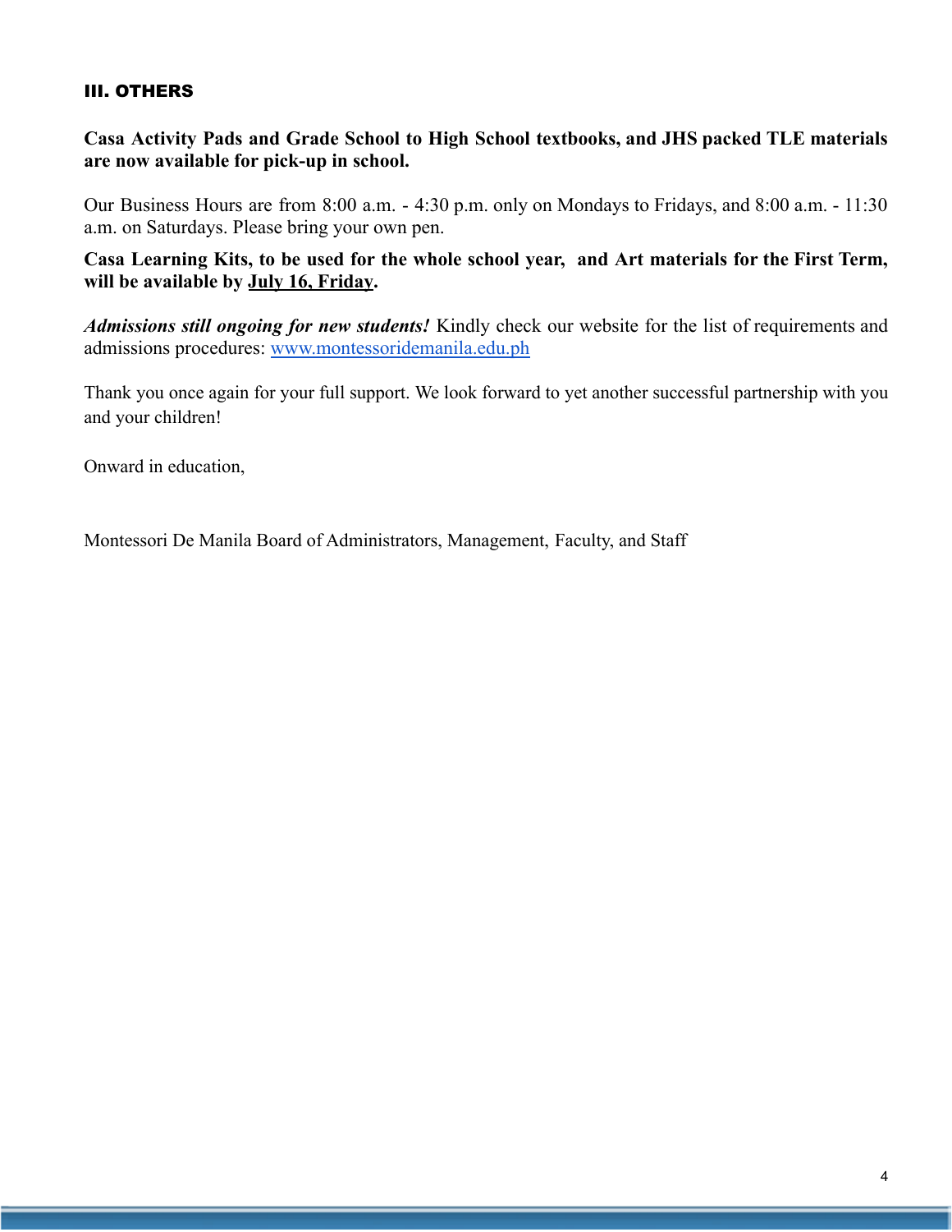## III. OTHERS

**Casa Activity Pads and Grade School to High School textbooks, and JHS packed TLE materials are now available for pick-up in school.**

Our Business Hours are from 8:00 a.m. - 4:30 p.m. only on Mondays to Fridays, and 8:00 a.m. - 11:30 a.m. on Saturdays. Please bring your own pen.

**Casa Learning Kits, to be used for the whole school year, and Art materials for the First Term, will be available by July 16, Friday.**

***Admissions still ongoing for new students!*** Kindly check our website for the list of requirements and admissions procedures: [www.montessoridemanila.edu.ph](http://www.montessoridemanila.edu.ph)

Thank you once again for your full support. We look forward to yet another successful partnership with you and your children!

Onward in education,

Montessori De Manila Board of Administrators, Management, Faculty, and Staff